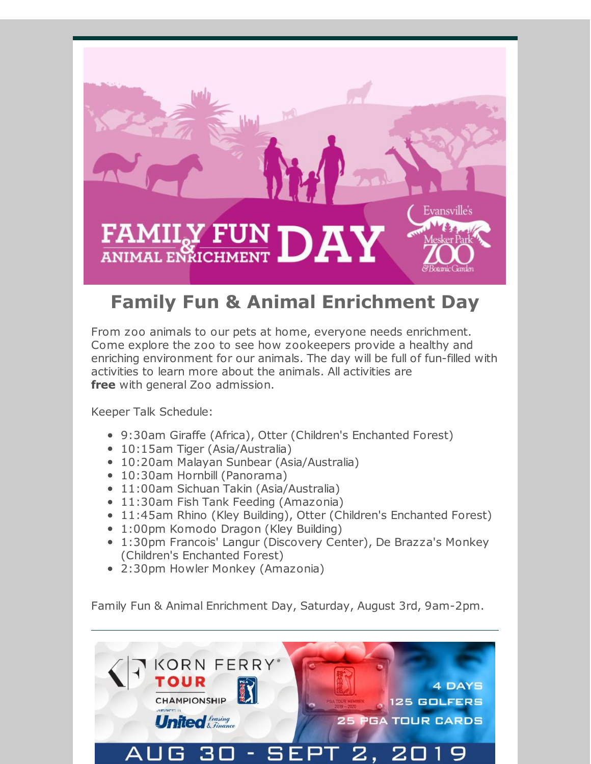## Family Fun & Animal Enrichment Day

From zoo animals to our pets at home, everyone needs enrichment. Come explore the zoo to see how zookeepers provide a healthy and enriching environment for our animals. The day will be full of fun-filled with activities to learn more about the animals. All activities are **free** with general Zoo admission.

Keeper Talk Schedule:

- 9:30am Giraffe (Africa), Otter (Children's Enchanted Forest)
- 10:15am Tiger (Asia/Australia)
- 10:20am Malayan Sunbear (Asia/Australia)
- 10:30am Hornbill (Panorama)
- 11:00am Sichuan Takin (Asia/Australia)
- 11:30am Fish Tank Feeding (Amazonia)
- 11:45am Rhino (Kley Building), Otter (Children's Enchanted Forest)
- 1:00pm Komodo Dragon (Kley Building)
- 1:30pm Francois' Langur (Discovery Center), De Brazza's Monkey (Children's Enchanted Forest)
- 2:30pm Howler Monkey (Amazonia)

Family Fun & Animal Enrichment Day, Saturday, August 3rd, 9am-2pm.

---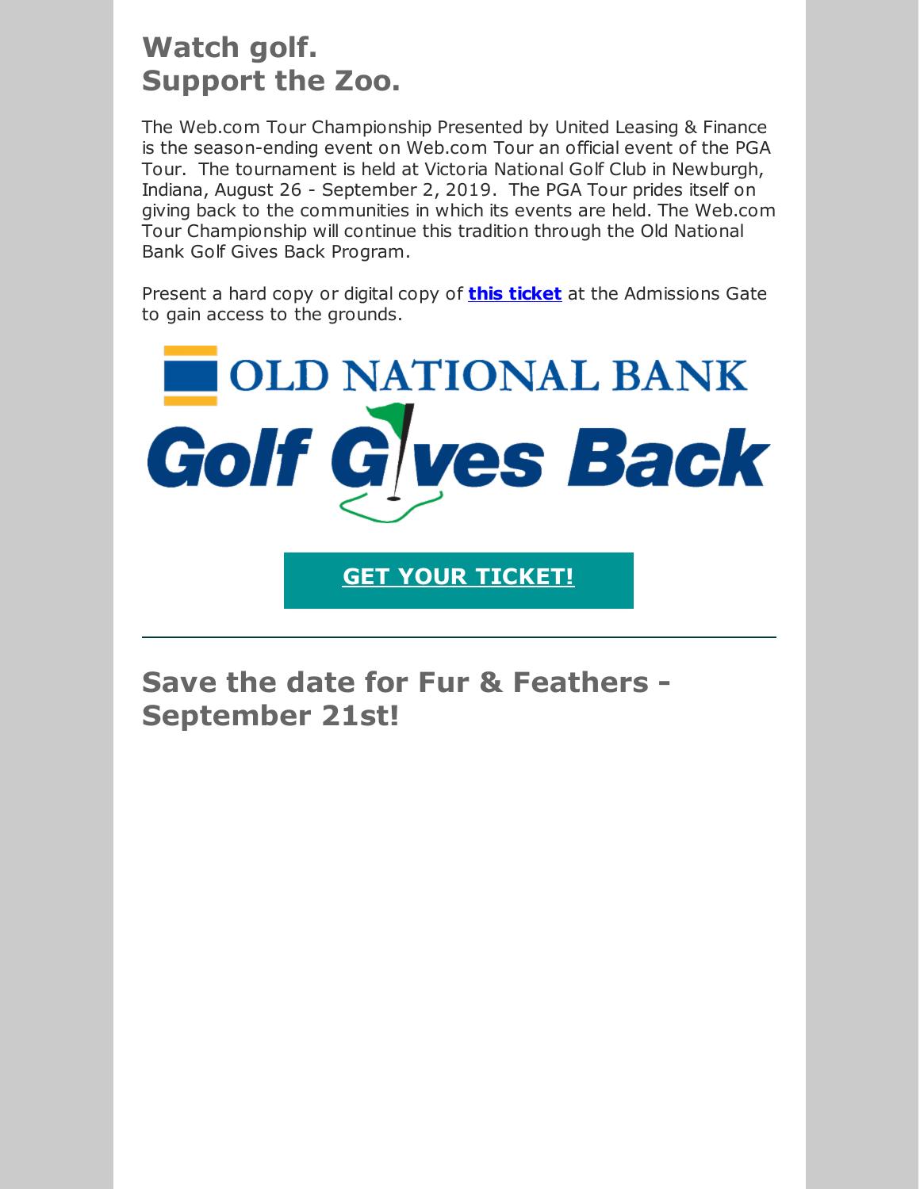## Watch golf.
## Support the Zoo.

The Web.com Tour Championship Presented by United Leasing & Finance is the season-ending event on Web.com Tour an official event of the PGA Tour. The tournament is held at Victoria National Golf Club in Newburgh, Indiana, August 26 - September 2, 2019. The PGA Tour prides itself on giving back to the communities in which its events are held. The Web.com Tour Championship will continue this tradition through the Old National Bank Golf Gives Back Program.

Present a hard copy or digital copy of **this ticket** at the Admissions Gate to gain access to the grounds.

OLD NATIONAL BANK

Golf Gives Back

**GET YOUR TICKET!**

---

## Save the date for Fur & Feathers - September 21st!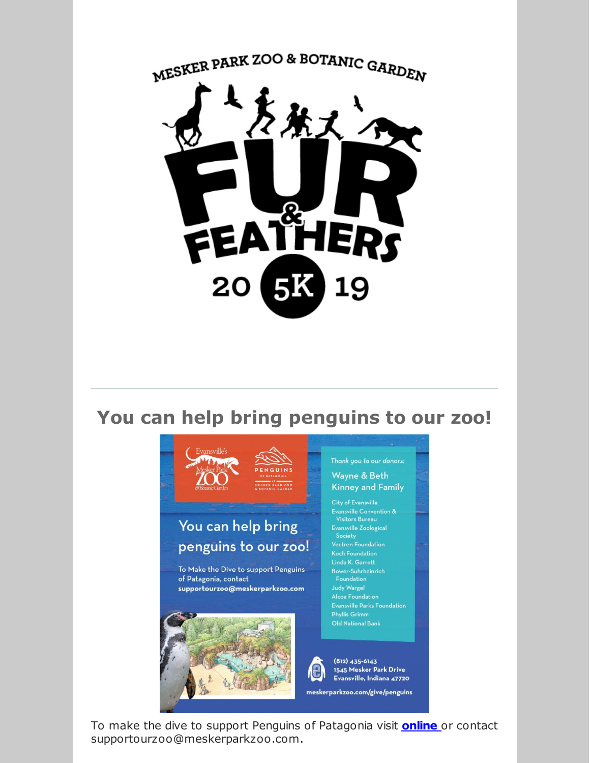MESKER PARK ZOO & BOTANIC GARDEN

# FUR & FEATHERS

20 5K 19

---

## You can help bring penguins to our zoo!

Evansville's Mesker Park ZOO & Botanic Garden

PENGUINS OF PATAGONIA AT MESKER PARK ZOO & BOTANIC GARDEN

You can help bring penguins to our zoo!

To Make the Dive to support Penguins of Patagonia, contact **supportourzoo@meskerparkzoo.com**

*Thank you to our donors:*

Wayne & Beth Kinney and Family

- City of Evansville
- Evansville Convention & Visitors Bureau
- Evansville Zoological Society
- Vectren Foundation
- Koch Foundation
- Linda K. Garrett
- Bower-Suhrheinrich Foundation
- Judy Wargel
- Alcoa Foundation
- Evansville Parks Foundation
- Phyllis Grimm
- Old National Bank

(812) 435-6143
1545 Mesker Park Drive
Evansville, Indiana 47720

meskerparkzoo.com/give/penguins

To make the dive to support Penguins of Patagonia visit **online** or contact supportourzoo@meskerparkzoo.com.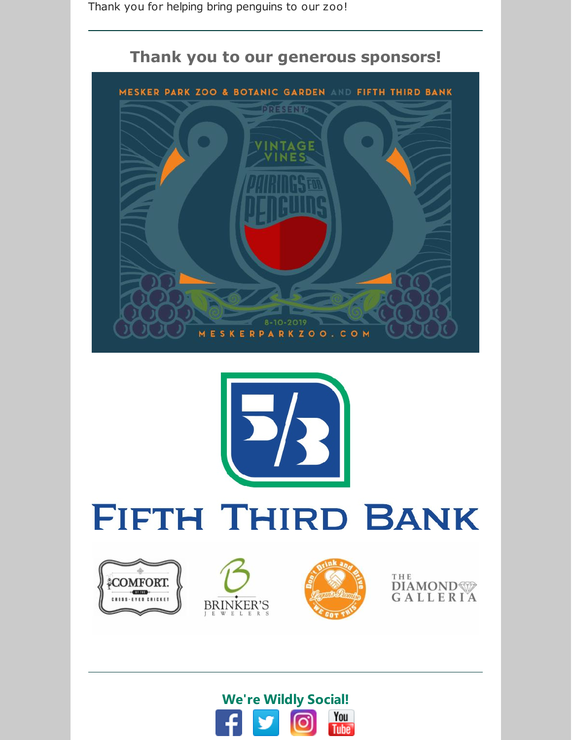Thank you for helping bring penguins to our zoo!

---

## Thank you to our generous sponsors!

MESKER PARK ZOO & BOTANIC GARDEN AND FIFTH THIRD BANK

PRESENT

VINTAGE VINES

PAIRINGS FOR PENGUINS

8-10-2019

MESKERPARKZOO.COM

FIFTH THIRD BANK

COMFORT BY THE CROSS-EYED CRICKET

BRINKER'S JEWELERS

Don't Drink and Drive — Logan's Promise — "WE GOT THIS"

THE DIAMOND GALLERIA

---

**We're Wildly Social!**